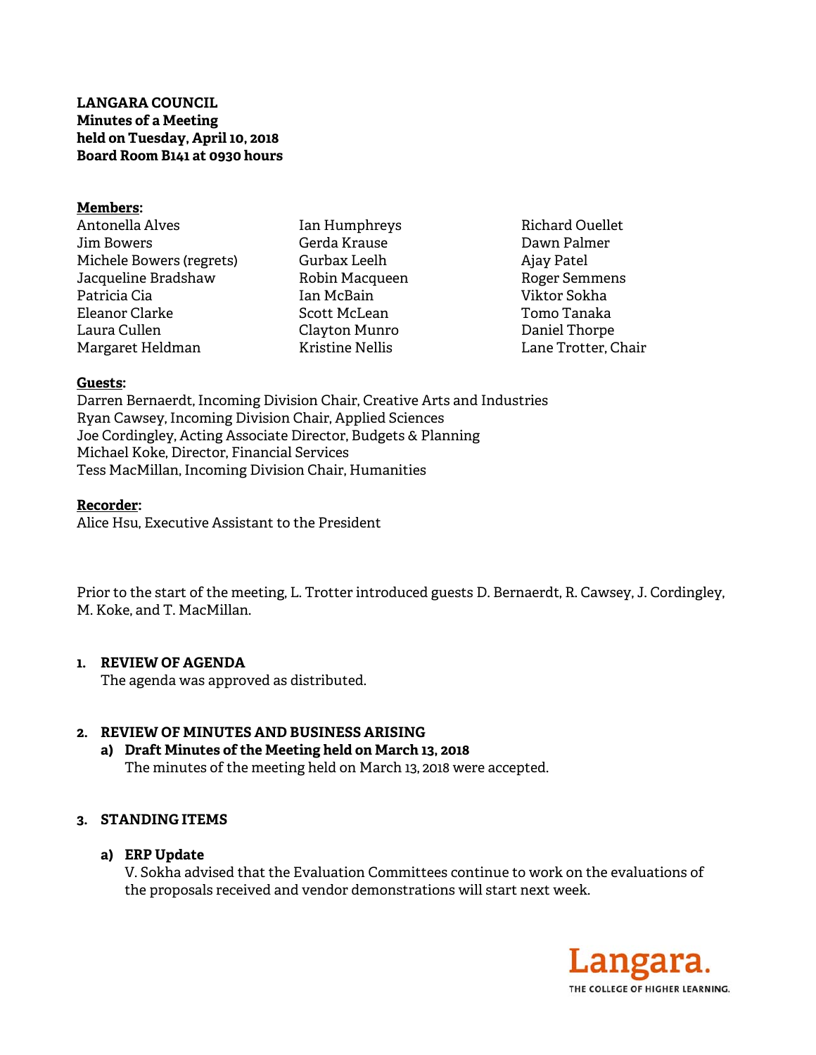**LANGARA COUNCIL**
**Minutes of a Meeting**
**held on Tuesday, April 10, 2018**
**Board Room B141 at 0930 hours**

**Members:**

Antonella Alves
Jim Bowers
Michele Bowers (regrets)
Jacqueline Bradshaw
Patricia Cia
Eleanor Clarke
Laura Cullen
Margaret Heldman
Ian Humphreys
Gerda Krause
Gurbax Leelh
Robin Macqueen
Ian McBain
Scott McLean
Clayton Munro
Kristine Nellis
Richard Ouellet
Dawn Palmer
Ajay Patel
Roger Semmens
Viktor Sokha
Tomo Tanaka
Daniel Thorpe
Lane Trotter, Chair

**Guests:**

Darren Bernaerdt, Incoming Division Chair, Creative Arts and Industries
Ryan Cawsey, Incoming Division Chair, Applied Sciences
Joe Cordingley, Acting Associate Director, Budgets & Planning
Michael Koke, Director, Financial Services
Tess MacMillan, Incoming Division Chair, Humanities

**Recorder:**

Alice Hsu, Executive Assistant to the President

Prior to the start of the meeting, L. Trotter introduced guests D. Bernaerdt, R. Cawsey, J. Cordingley, M. Koke, and T. MacMillan.

## 1. REVIEW OF AGENDA

The agenda was approved as distributed.

## 2. REVIEW OF MINUTES AND BUSINESS ARISING

### a) Draft Minutes of the Meeting held on March 13, 2018

The minutes of the meeting held on March 13, 2018 were accepted.

## 3. STANDING ITEMS

### a) ERP Update

V. Sokha advised that the Evaluation Committees continue to work on the evaluations of the proposals received and vendor demonstrations will start next week.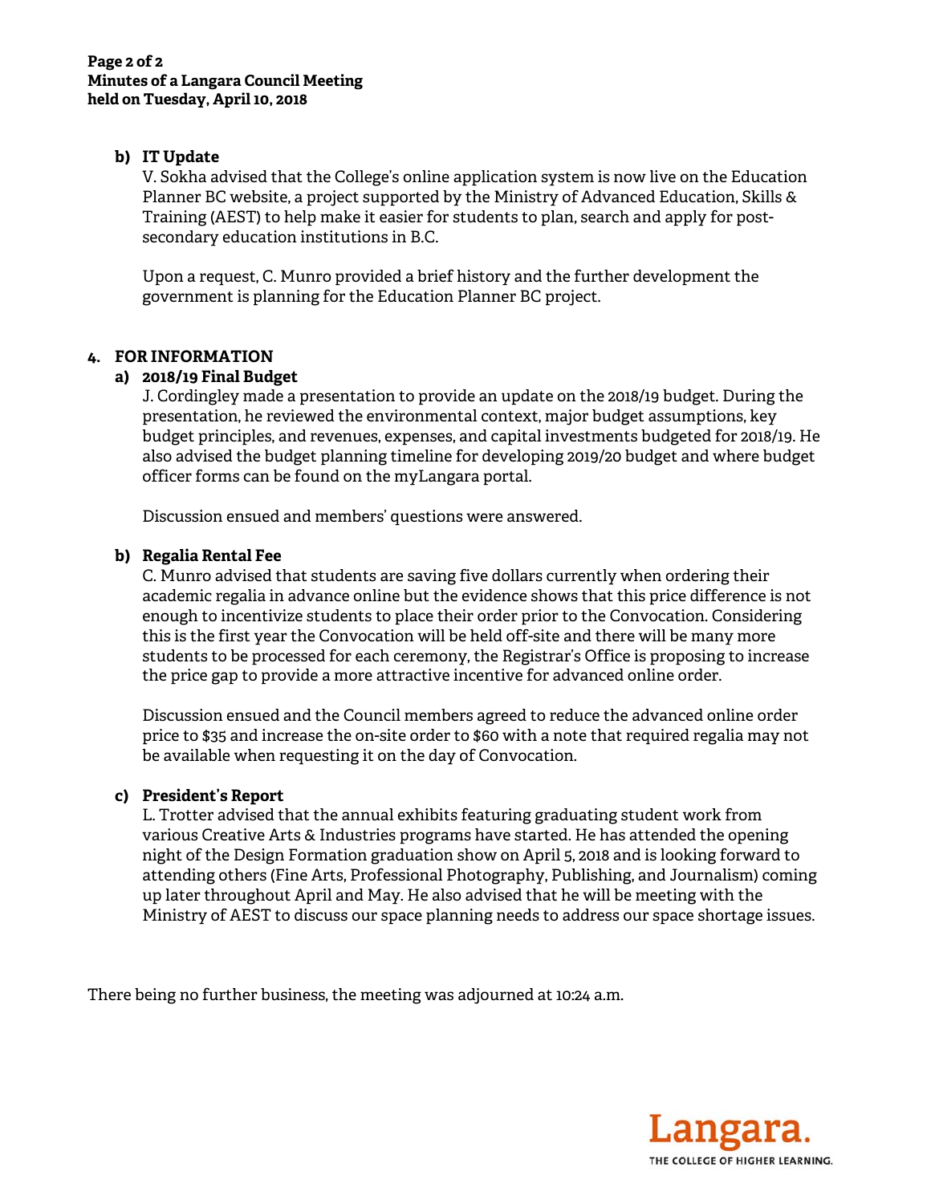**b) IT Update**

V. Sokha advised that the College's online application system is now live on the Education Planner BC website, a project supported by the Ministry of Advanced Education, Skills & Training (AEST) to help make it easier for students to plan, search and apply for post-secondary education institutions in B.C.

Upon a request, C. Munro provided a brief history and the further development the government is planning for the Education Planner BC project.

**4. FOR INFORMATION**

**a) 2018/19 Final Budget**

J. Cordingley made a presentation to provide an update on the 2018/19 budget. During the presentation, he reviewed the environmental context, major budget assumptions, key budget principles, and revenues, expenses, and capital investments budgeted for 2018/19. He also advised the budget planning timeline for developing 2019/20 budget and where budget officer forms can be found on the myLangara portal.

Discussion ensued and members' questions were answered.

**b) Regalia Rental Fee**

C. Munro advised that students are saving five dollars currently when ordering their academic regalia in advance online but the evidence shows that this price difference is not enough to incentivize students to place their order prior to the Convocation. Considering this is the first year the Convocation will be held off-site and there will be many more students to be processed for each ceremony, the Registrar's Office is proposing to increase the price gap to provide a more attractive incentive for advanced online order.

Discussion ensued and the Council members agreed to reduce the advanced online order price to $35 and increase the on-site order to $60 with a note that required regalia may not be available when requesting it on the day of Convocation.

**c) President's Report**

L. Trotter advised that the annual exhibits featuring graduating student work from various Creative Arts & Industries programs have started. He has attended the opening night of the Design Formation graduation show on April 5, 2018 and is looking forward to attending others (Fine Arts, Professional Photography, Publishing, and Journalism) coming up later throughout April and May. He also advised that he will be meeting with the Ministry of AEST to discuss our space planning needs to address our space shortage issues.

There being no further business, the meeting was adjourned at 10:24 a.m.